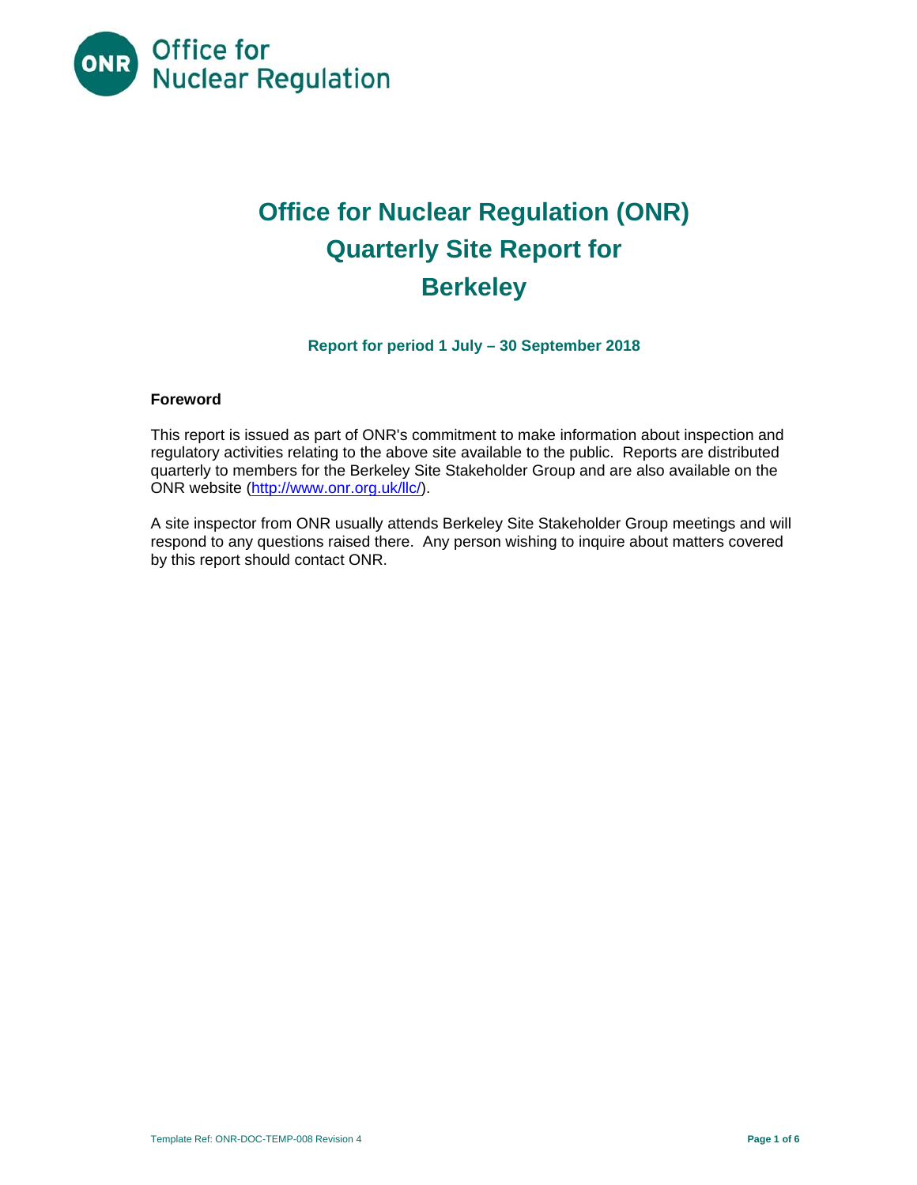# Office for Nuclear Regulation (ONR) Quarterly Site Report for Berkeley

**Report for period 1 July – 30 September 2018**

## Foreword

This report is issued as part of ONR's commitment to make information about inspection and regulatory activities relating to the above site available to the public. Reports are distributed quarterly to members for the Berkeley Site Stakeholder Group and are also available on the ONR website (http://www.onr.org.uk/llc/).

A site inspector from ONR usually attends Berkeley Site Stakeholder Group meetings and will respond to any questions raised there. Any person wishing to inquire about matters covered by this report should contact ONR.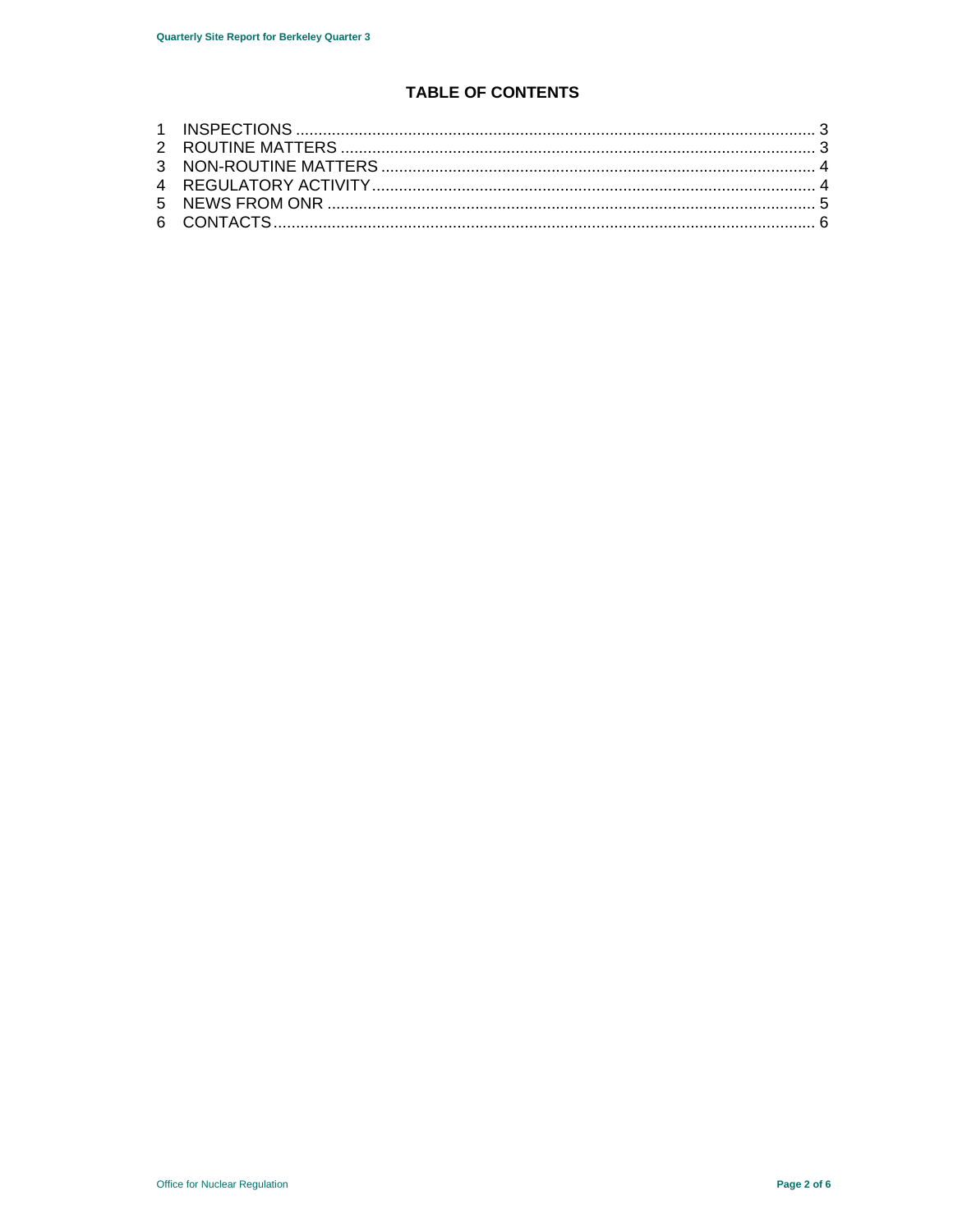# TABLE OF CONTENTS

1 INSPECTIONS ........................................................................................................ 3
2 ROUTINE MATTERS ............................................................................................. 3
3 NON-ROUTINE MATTERS ..................................................................................... 4
4 REGULATORY ACTIVITY ...................................................................................... 4
5 NEWS FROM ONR ................................................................................................ 5
6 CONTACTS ........................................................................................................... 6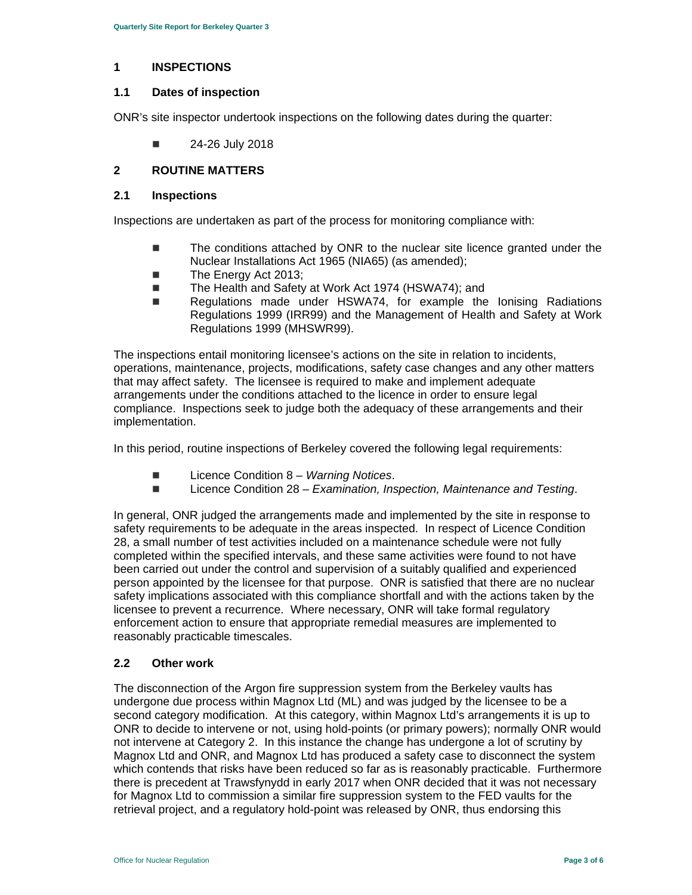## 1 INSPECTIONS

### 1.1 Dates of inspection

ONR's site inspector undertook inspections on the following dates during the quarter:

- 24-26 July 2018

## 2 ROUTINE MATTERS

### 2.1 Inspections

Inspections are undertaken as part of the process for monitoring compliance with:

- The conditions attached by ONR to the nuclear site licence granted under the Nuclear Installations Act 1965 (NIA65) (as amended);
- The Energy Act 2013;
- The Health and Safety at Work Act 1974 (HSWA74); and
- Regulations made under HSWA74, for example the Ionising Radiations Regulations 1999 (IRR99) and the Management of Health and Safety at Work Regulations 1999 (MHSWR99).

The inspections entail monitoring licensee's actions on the site in relation to incidents, operations, maintenance, projects, modifications, safety case changes and any other matters that may affect safety. The licensee is required to make and implement adequate arrangements under the conditions attached to the licence in order to ensure legal compliance. Inspections seek to judge both the adequacy of these arrangements and their implementation.

In this period, routine inspections of Berkeley covered the following legal requirements:

- Licence Condition 8 – *Warning Notices*.
- Licence Condition 28 – *Examination, Inspection, Maintenance and Testing*.

In general, ONR judged the arrangements made and implemented by the site in response to safety requirements to be adequate in the areas inspected. In respect of Licence Condition 28, a small number of test activities included on a maintenance schedule were not fully completed within the specified intervals, and these same activities were found to not have been carried out under the control and supervision of a suitably qualified and experienced person appointed by the licensee for that purpose. ONR is satisfied that there are no nuclear safety implications associated with this compliance shortfall and with the actions taken by the licensee to prevent a recurrence. Where necessary, ONR will take formal regulatory enforcement action to ensure that appropriate remedial measures are implemented to reasonably practicable timescales.

### 2.2 Other work

The disconnection of the Argon fire suppression system from the Berkeley vaults has undergone due process within Magnox Ltd (ML) and was judged by the licensee to be a second category modification. At this category, within Magnox Ltd's arrangements it is up to ONR to decide to intervene or not, using hold-points (or primary powers); normally ONR would not intervene at Category 2. In this instance the change has undergone a lot of scrutiny by Magnox Ltd and ONR, and Magnox Ltd has produced a safety case to disconnect the system which contends that risks have been reduced so far as is reasonably practicable. Furthermore there is precedent at Trawsfynydd in early 2017 when ONR decided that it was not necessary for Magnox Ltd to commission a similar fire suppression system to the FED vaults for the retrieval project, and a regulatory hold-point was released by ONR, thus endorsing this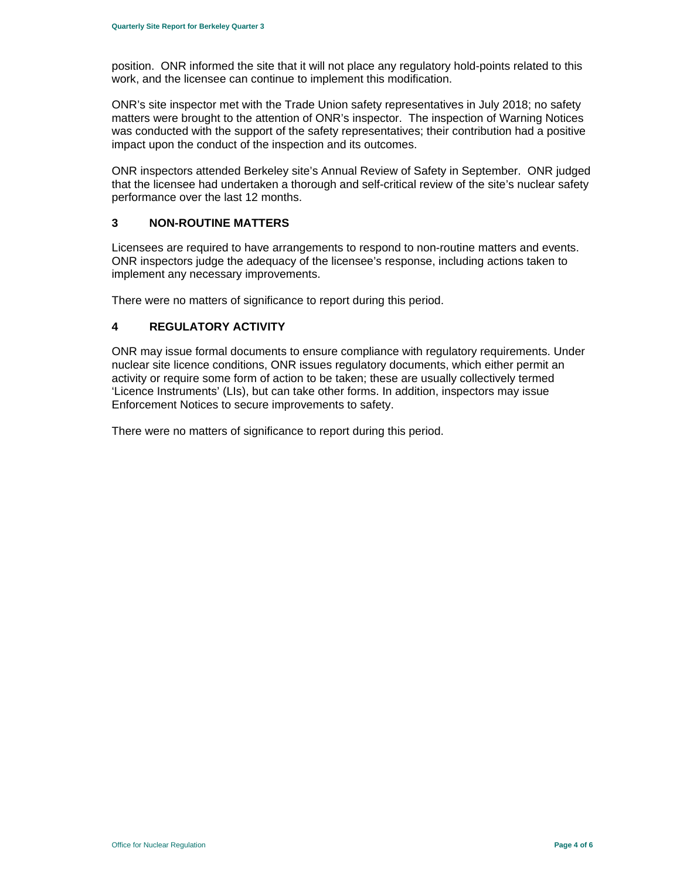position. ONR informed the site that it will not place any regulatory hold-points related to this work, and the licensee can continue to implement this modification.

ONR's site inspector met with the Trade Union safety representatives in July 2018; no safety matters were brought to the attention of ONR's inspector. The inspection of Warning Notices was conducted with the support of the safety representatives; their contribution had a positive impact upon the conduct of the inspection and its outcomes.

ONR inspectors attended Berkeley site's Annual Review of Safety in September. ONR judged that the licensee had undertaken a thorough and self-critical review of the site's nuclear safety performance over the last 12 months.

## 3 NON-ROUTINE MATTERS

Licensees are required to have arrangements to respond to non-routine matters and events. ONR inspectors judge the adequacy of the licensee's response, including actions taken to implement any necessary improvements.

There were no matters of significance to report during this period.

## 4 REGULATORY ACTIVITY

ONR may issue formal documents to ensure compliance with regulatory requirements. Under nuclear site licence conditions, ONR issues regulatory documents, which either permit an activity or require some form of action to be taken; these are usually collectively termed 'Licence Instruments' (LIs), but can take other forms. In addition, inspectors may issue Enforcement Notices to secure improvements to safety.

There were no matters of significance to report during this period.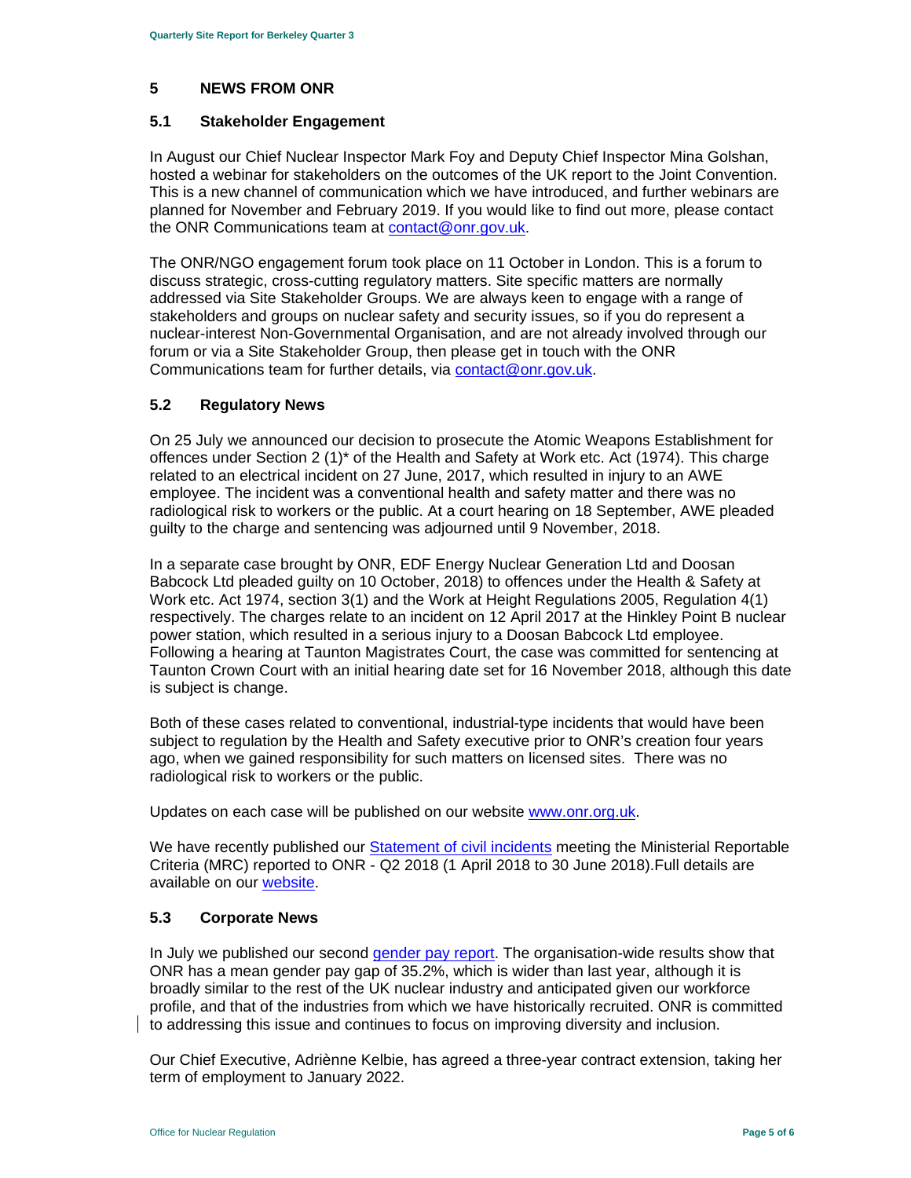## 5 NEWS FROM ONR

### 5.1 Stakeholder Engagement

In August our Chief Nuclear Inspector Mark Foy and Deputy Chief Inspector Mina Golshan, hosted a webinar for stakeholders on the outcomes of the UK report to the Joint Convention. This is a new channel of communication which we have introduced, and further webinars are planned for November and February 2019. If you would like to find out more, please contact the ONR Communications team at contact@onr.gov.uk.

The ONR/NGO engagement forum took place on 11 October in London. This is a forum to discuss strategic, cross-cutting regulatory matters. Site specific matters are normally addressed via Site Stakeholder Groups. We are always keen to engage with a range of stakeholders and groups on nuclear safety and security issues, so if you do represent a nuclear-interest Non-Governmental Organisation, and are not already involved through our forum or via a Site Stakeholder Group, then please get in touch with the ONR Communications team for further details, via contact@onr.gov.uk.

### 5.2 Regulatory News

On 25 July we announced our decision to prosecute the Atomic Weapons Establishment for offences under Section 2 (1)* of the Health and Safety at Work etc. Act (1974). This charge related to an electrical incident on 27 June, 2017, which resulted in injury to an AWE employee. The incident was a conventional health and safety matter and there was no radiological risk to workers or the public. At a court hearing on 18 September, AWE pleaded guilty to the charge and sentencing was adjourned until 9 November, 2018.

In a separate case brought by ONR, EDF Energy Nuclear Generation Ltd and Doosan Babcock Ltd pleaded guilty on 10 October, 2018) to offences under the Health & Safety at Work etc. Act 1974, section 3(1) and the Work at Height Regulations 2005, Regulation 4(1) respectively. The charges relate to an incident on 12 April 2017 at the Hinkley Point B nuclear power station, which resulted in a serious injury to a Doosan Babcock Ltd employee. Following a hearing at Taunton Magistrates Court, the case was committed for sentencing at Taunton Crown Court with an initial hearing date set for 16 November 2018, although this date is subject is change.

Both of these cases related to conventional, industrial-type incidents that would have been subject to regulation by the Health and Safety executive prior to ONR's creation four years ago, when we gained responsibility for such matters on licensed sites. There was no radiological risk to workers or the public.

Updates on each case will be published on our website www.onr.org.uk.

We have recently published our Statement of civil incidents meeting the Ministerial Reportable Criteria (MRC) reported to ONR - Q2 2018 (1 April 2018 to 30 June 2018).Full details are available on our website.

### 5.3 Corporate News

In July we published our second gender pay report. The organisation-wide results show that ONR has a mean gender pay gap of 35.2%, which is wider than last year, although it is broadly similar to the rest of the UK nuclear industry and anticipated given our workforce profile, and that of the industries from which we have historically recruited. ONR is committed to addressing this issue and continues to focus on improving diversity and inclusion.

Our Chief Executive, Adriènne Kelbie, has agreed a three-year contract extension, taking her term of employment to January 2022.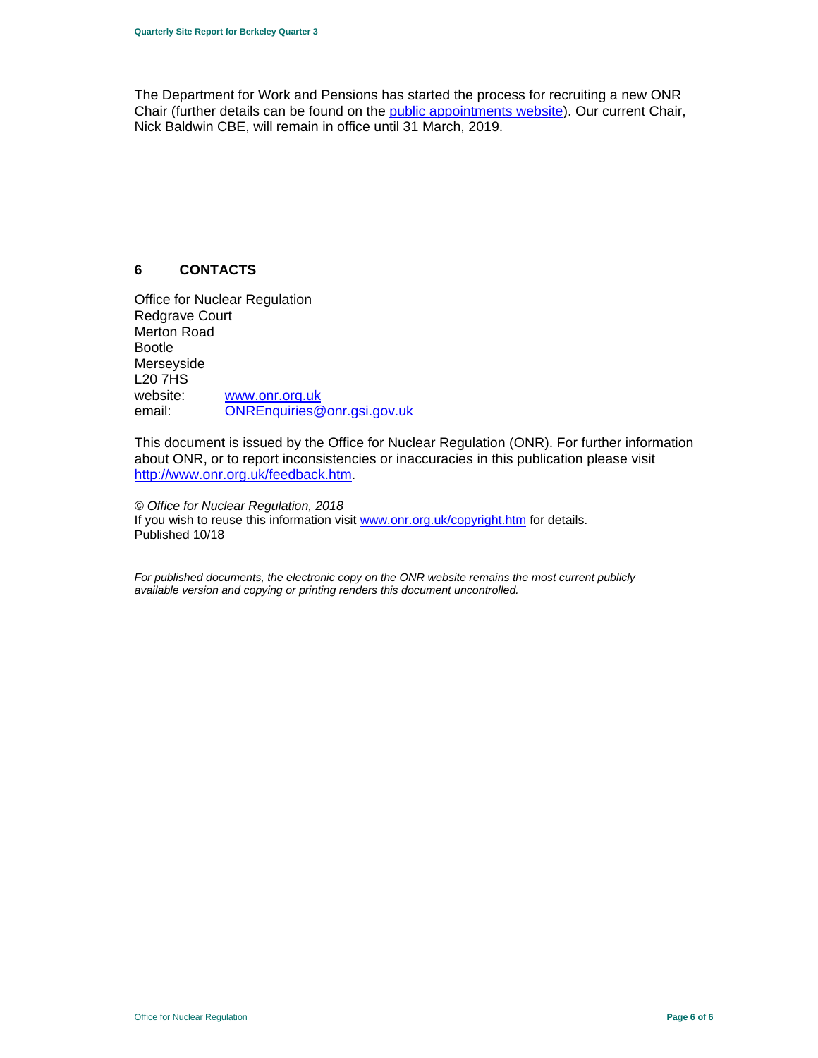The Department for Work and Pensions has started the process for recruiting a new ONR Chair (further details can be found on the public appointments website). Our current Chair, Nick Baldwin CBE, will remain in office until 31 March, 2019.

## 6 CONTACTS

Office for Nuclear Regulation
Redgrave Court
Merton Road
Bootle
Merseyside
L20 7HS
website: www.onr.org.uk
email: ONREnquiries@onr.gsi.gov.uk

This document is issued by the Office for Nuclear Regulation (ONR). For further information about ONR, or to report inconsistencies or inaccuracies in this publication please visit http://www.onr.org.uk/feedback.htm.

*© Office for Nuclear Regulation, 2018*
If you wish to reuse this information visit www.onr.org.uk/copyright.htm for details.
Published 10/18

*For published documents, the electronic copy on the ONR website remains the most current publicly available version and copying or printing renders this document uncontrolled.*